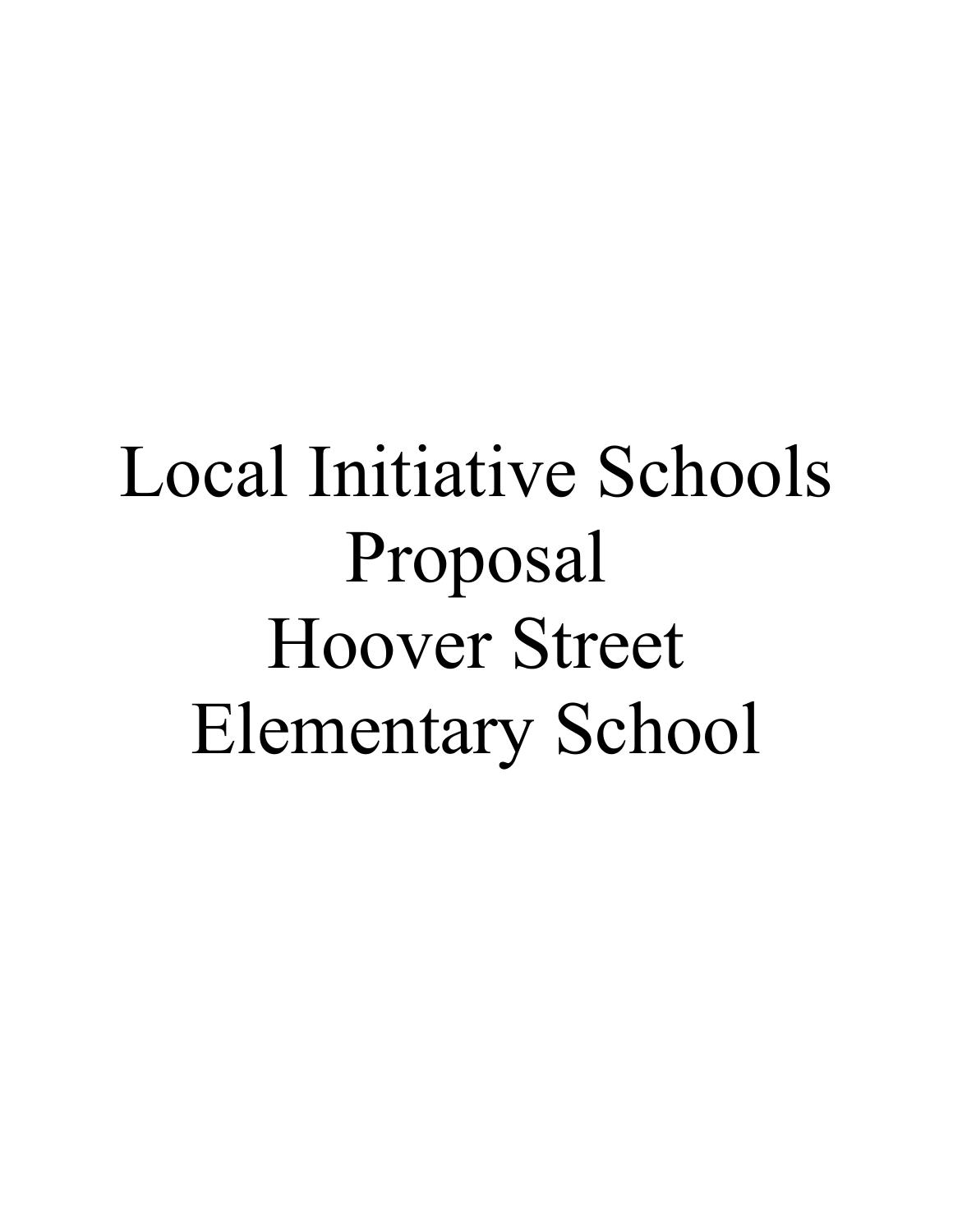# Local Initiative Schools Proposal Hoover Street Elementary School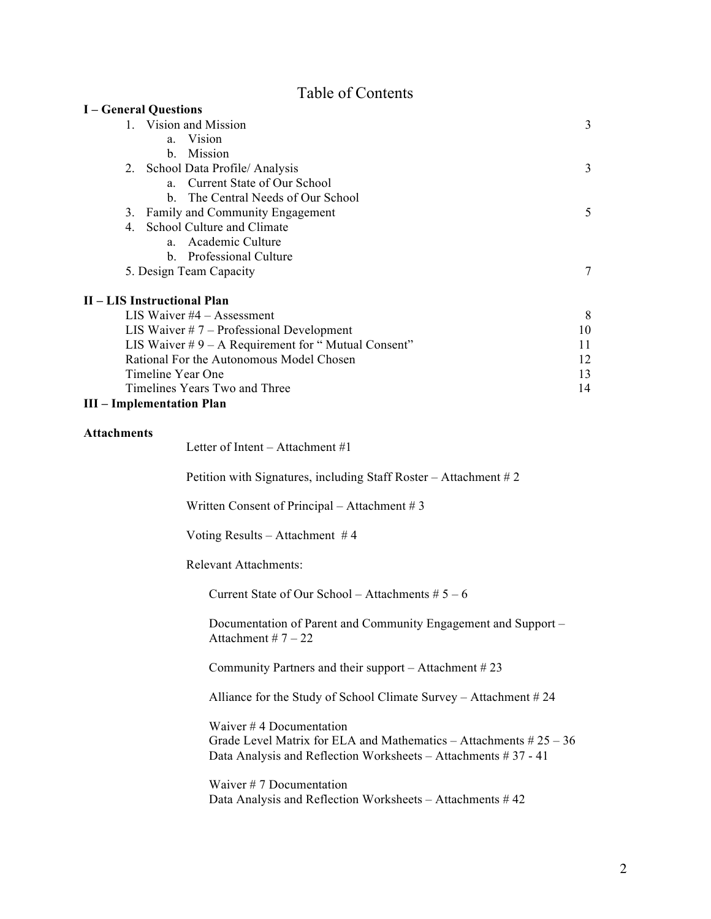# Table of Contents

**I – General Questions**

| | |
|---|---|
| 1. Vision and Mission | 3 |
| a. Vision | |
| b. Mission | |
| 2. School Data Profile/ Analysis | 3 |
| a. Current State of Our School | |
| b. The Central Needs of Our School | |
| 3. Family and Community Engagement | 5 |
| 4. School Culture and Climate | |
| a. Academic Culture | |
| b. Professional Culture | |
| 5. Design Team Capacity | 7 |

**II – LIS Instructional Plan**

| | |
|---|---|
| LIS Waiver #4 – Assessment | 8 |
| LIS Waiver # 7 – Professional Development | 10 |
| LIS Waiver # 9 – A Requirement for " Mutual Consent" | 11 |
| Rational For the Autonomous Model Chosen | 12 |
| Timeline Year One | 13 |
| Timelines Years Two and Three | 14 |

**III – Implementation Plan**

**Attachments**

Letter of Intent – Attachment #1

Petition with Signatures, including Staff Roster – Attachment # 2

Written Consent of Principal – Attachment # 3

Voting Results – Attachment # 4

Relevant Attachments:

Current State of Our School – Attachments # 5 – 6

Documentation of Parent and Community Engagement and Support – Attachment # 7 – 22

Community Partners and their support – Attachment # 23

Alliance for the Study of School Climate Survey – Attachment # 24

Waiver # 4 Documentation
Grade Level Matrix for ELA and Mathematics – Attachments # 25 – 36
Data Analysis and Reflection Worksheets – Attachments # 37 - 41

Waiver # 7 Documentation
Data Analysis and Reflection Worksheets – Attachments # 42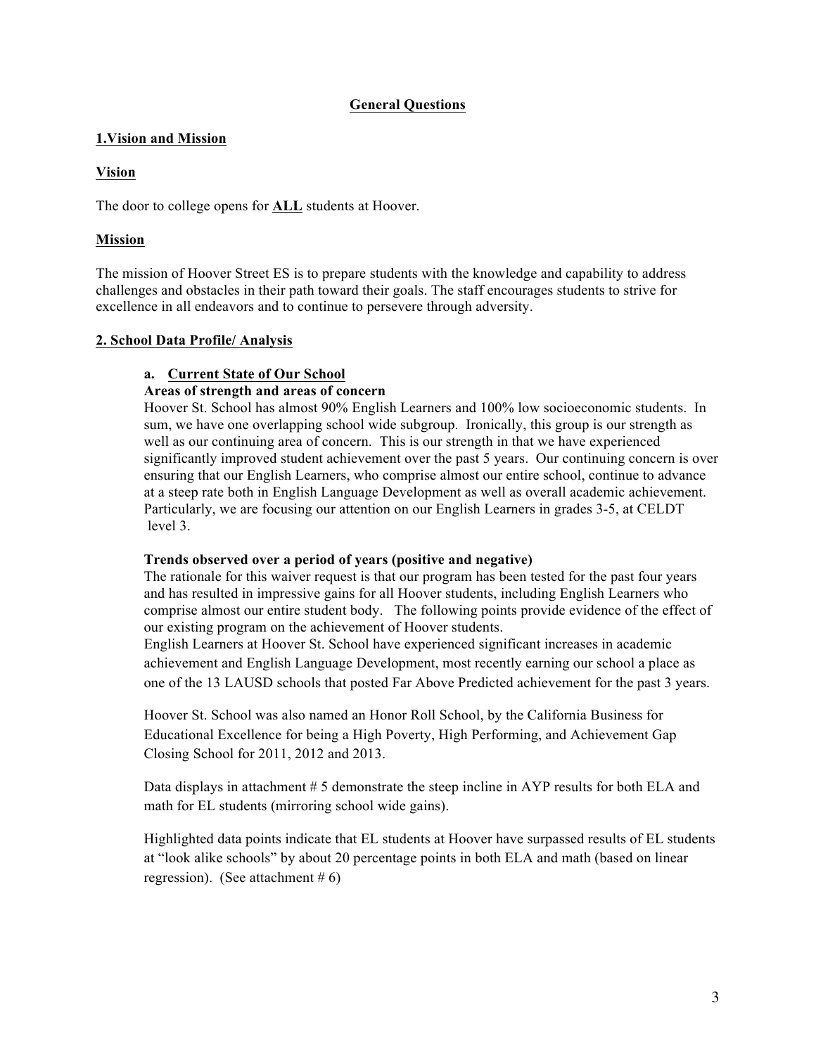## General Questions

### 1.Vision and Mission

#### Vision

The door to college opens for **ALL** students at Hoover.

#### Mission

The mission of Hoover Street ES is to prepare students with the knowledge and capability to address challenges and obstacles in their path toward their goals. The staff encourages students to strive for excellence in all endeavors and to continue to persevere through adversity.

### 2. School Data Profile/ Analysis

#### a. Current State of Our School

**Areas of strength and areas of concern**

Hoover St. School has almost 90% English Learners and 100% low socioeconomic students. In sum, we have one overlapping school wide subgroup. Ironically, this group is our strength as well as our continuing area of concern. This is our strength in that we have experienced significantly improved student achievement over the past 5 years. Our continuing concern is over ensuring that our English Learners, who comprise almost our entire school, continue to advance at a steep rate both in English Language Development as well as overall academic achievement. Particularly, we are focusing our attention on our English Learners in grades 3-5, at CELDT level 3.

**Trends observed over a period of years (positive and negative)**

The rationale for this waiver request is that our program has been tested for the past four years and has resulted in impressive gains for all Hoover students, including English Learners who comprise almost our entire student body. The following points provide evidence of the effect of our existing program on the achievement of Hoover students.

English Learners at Hoover St. School have experienced significant increases in academic achievement and English Language Development, most recently earning our school a place as one of the 13 LAUSD schools that posted Far Above Predicted achievement for the past 3 years.

Hoover St. School was also named an Honor Roll School, by the California Business for Educational Excellence for being a High Poverty, High Performing, and Achievement Gap Closing School for 2011, 2012 and 2013.

Data displays in attachment # 5 demonstrate the steep incline in AYP results for both ELA and math for EL students (mirroring school wide gains).

Highlighted data points indicate that EL students at Hoover have surpassed results of EL students at "look alike schools" by about 20 percentage points in both ELA and math (based on linear regression). (See attachment # 6)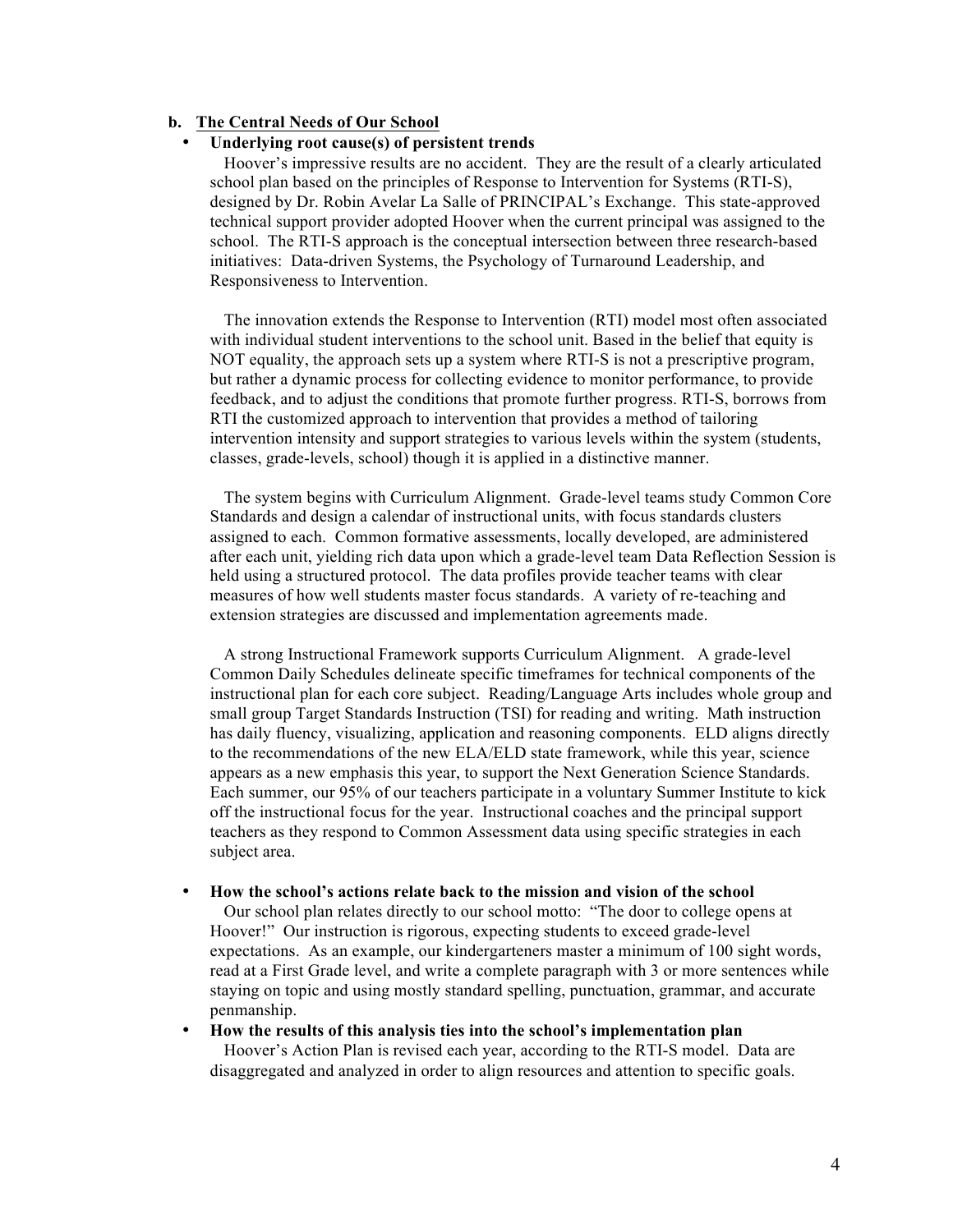**b. The Central Needs of Our School**

- **Underlying root cause(s) of persistent trends**

  Hoover's impressive results are no accident. They are the result of a clearly articulated school plan based on the principles of Response to Intervention for Systems (RTI-S), designed by Dr. Robin Avelar La Salle of PRINCIPAL's Exchange. This state-approved technical support provider adopted Hoover when the current principal was assigned to the school. The RTI-S approach is the conceptual intersection between three research-based initiatives: Data-driven Systems, the Psychology of Turnaround Leadership, and Responsiveness to Intervention.

  The innovation extends the Response to Intervention (RTI) model most often associated with individual student interventions to the school unit. Based in the belief that equity is NOT equality, the approach sets up a system where RTI-S is not a prescriptive program, but rather a dynamic process for collecting evidence to monitor performance, to provide feedback, and to adjust the conditions that promote further progress. RTI-S, borrows from RTI the customized approach to intervention that provides a method of tailoring intervention intensity and support strategies to various levels within the system (students, classes, grade-levels, school) though it is applied in a distinctive manner.

  The system begins with Curriculum Alignment. Grade-level teams study Common Core Standards and design a calendar of instructional units, with focus standards clusters assigned to each. Common formative assessments, locally developed, are administered after each unit, yielding rich data upon which a grade-level team Data Reflection Session is held using a structured protocol. The data profiles provide teacher teams with clear measures of how well students master focus standards. A variety of re-teaching and extension strategies are discussed and implementation agreements made.

  A strong Instructional Framework supports Curriculum Alignment. A grade-level Common Daily Schedules delineate specific timeframes for technical components of the instructional plan for each core subject. Reading/Language Arts includes whole group and small group Target Standards Instruction (TSI) for reading and writing. Math instruction has daily fluency, visualizing, application and reasoning components. ELD aligns directly to the recommendations of the new ELA/ELD state framework, while this year, science appears as a new emphasis this year, to support the Next Generation Science Standards. Each summer, our 95% of our teachers participate in a voluntary Summer Institute to kick off the instructional focus for the year. Instructional coaches and the principal support teachers as they respond to Common Assessment data using specific strategies in each subject area.

- **How the school's actions relate back to the mission and vision of the school**

  Our school plan relates directly to our school motto: "The door to college opens at Hoover!" Our instruction is rigorous, expecting students to exceed grade-level expectations. As an example, our kindergarteners master a minimum of 100 sight words, read at a First Grade level, and write a complete paragraph with 3 or more sentences while staying on topic and using mostly standard spelling, punctuation, grammar, and accurate penmanship.

- **How the results of this analysis ties into the school's implementation plan**

  Hoover's Action Plan is revised each year, according to the RTI-S model. Data are disaggregated and analyzed in order to align resources and attention to specific goals.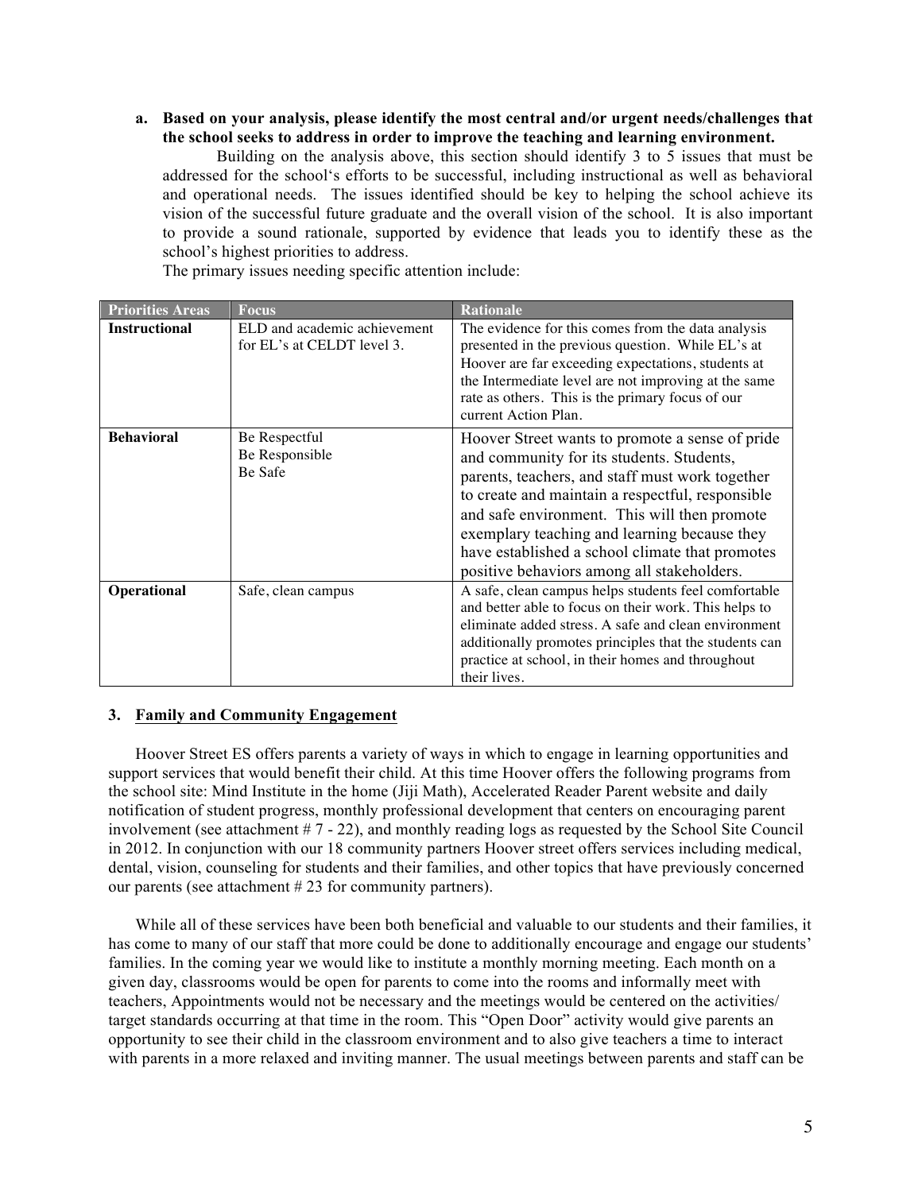**a. Based on your analysis, please identify the most central and/or urgent needs/challenges that the school seeks to address in order to improve the teaching and learning environment.**

Building on the analysis above, this section should identify 3 to 5 issues that must be addressed for the school's efforts to be successful, including instructional as well as behavioral and operational needs. The issues identified should be key to helping the school achieve its vision of the successful future graduate and the overall vision of the school. It is also important to provide a sound rationale, supported by evidence that leads you to identify these as the school's highest priorities to address.

The primary issues needing specific attention include:

| Priorities Areas | Focus | Rationale |
|---|---|---|
| **Instructional** | ELD and academic achievement for EL's at CELDT level 3. | The evidence for this comes from the data analysis presented in the previous question. While EL's at Hoover are far exceeding expectations, students at the Intermediate level are not improving at the same rate as others. This is the primary focus of our current Action Plan. |
| **Behavioral** | Be Respectful<br>Be Responsible<br>Be Safe | Hoover Street wants to promote a sense of pride and community for its students. Students, parents, teachers, and staff must work together to create and maintain a respectful, responsible and safe environment. This will then promote exemplary teaching and learning because they have established a school climate that promotes positive behaviors among all stakeholders. |
| **Operational** | Safe, clean campus | A safe, clean campus helps students feel comfortable and better able to focus on their work. This helps to eliminate added stress. A safe and clean environment additionally promotes principles that the students can practice at school, in their homes and throughout their lives. |

### 3. Family and Community Engagement

Hoover Street ES offers parents a variety of ways in which to engage in learning opportunities and support services that would benefit their child. At this time Hoover offers the following programs from the school site: Mind Institute in the home (Jiji Math), Accelerated Reader Parent website and daily notification of student progress, monthly professional development that centers on encouraging parent involvement (see attachment # 7 - 22), and monthly reading logs as requested by the School Site Council in 2012. In conjunction with our 18 community partners Hoover street offers services including medical, dental, vision, counseling for students and their families, and other topics that have previously concerned our parents (see attachment # 23 for community partners).

While all of these services have been both beneficial and valuable to our students and their families, it has come to many of our staff that more could be done to additionally encourage and engage our students' families. In the coming year we would like to institute a monthly morning meeting. Each month on a given day, classrooms would be open for parents to come into the rooms and informally meet with teachers, Appointments would not be necessary and the meetings would be centered on the activities/ target standards occurring at that time in the room. This "Open Door" activity would give parents an opportunity to see their child in the classroom environment and to also give teachers a time to interact with parents in a more relaxed and inviting manner. The usual meetings between parents and staff can be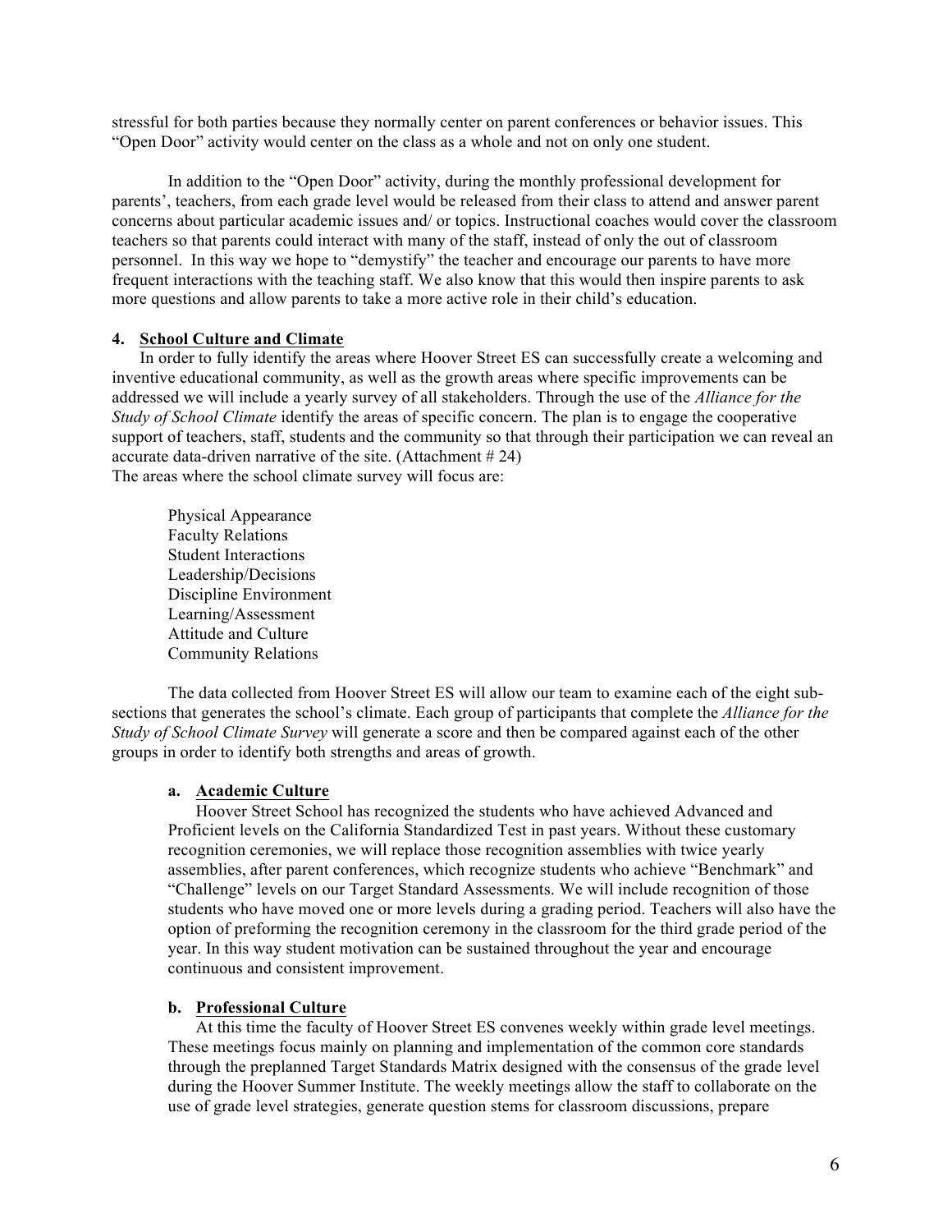stressful for both parties because they normally center on parent conferences or behavior issues. This "Open Door" activity would center on the class as a whole and not on only one student.

In addition to the "Open Door" activity, during the monthly professional development for parents', teachers, from each grade level would be released from their class to attend and answer parent concerns about particular academic issues and/ or topics. Instructional coaches would cover the classroom teachers so that parents could interact with many of the staff, instead of only the out of classroom personnel. In this way we hope to "demystify" the teacher and encourage our parents to have more frequent interactions with the teaching staff. We also know that this would then inspire parents to ask more questions and allow parents to take a more active role in their child's education.

## 4. School Culture and Climate

In order to fully identify the areas where Hoover Street ES can successfully create a welcoming and inventive educational community, as well as the growth areas where specific improvements can be addressed we will include a yearly survey of all stakeholders. Through the use of the *Alliance for the Study of School Climate* identify the areas of specific concern. The plan is to engage the cooperative support of teachers, staff, students and the community so that through their participation we can reveal an accurate data-driven narrative of the site. (Attachment # 24)
The areas where the school climate survey will focus are:

Physical Appearance
Faculty Relations
Student Interactions
Leadership/Decisions
Discipline Environment
Learning/Assessment
Attitude and Culture
Community Relations

The data collected from Hoover Street ES will allow our team to examine each of the eight sub-sections that generates the school's climate. Each group of participants that complete the *Alliance for the Study of School Climate Survey* will generate a score and then be compared against each of the other groups in order to identify both strengths and areas of growth.

### a. Academic Culture

Hoover Street School has recognized the students who have achieved Advanced and Proficient levels on the California Standardized Test in past years. Without these customary recognition ceremonies, we will replace those recognition assemblies with twice yearly assemblies, after parent conferences, which recognize students who achieve "Benchmark" and "Challenge" levels on our Target Standard Assessments. We will include recognition of those students who have moved one or more levels during a grading period. Teachers will also have the option of preforming the recognition ceremony in the classroom for the third grade period of the year. In this way student motivation can be sustained throughout the year and encourage continuous and consistent improvement.

### b. Professional Culture

At this time the faculty of Hoover Street ES convenes weekly within grade level meetings. These meetings focus mainly on planning and implementation of the common core standards through the preplanned Target Standards Matrix designed with the consensus of the grade level during the Hoover Summer Institute. The weekly meetings allow the staff to collaborate on the use of grade level strategies, generate question stems for classroom discussions, prepare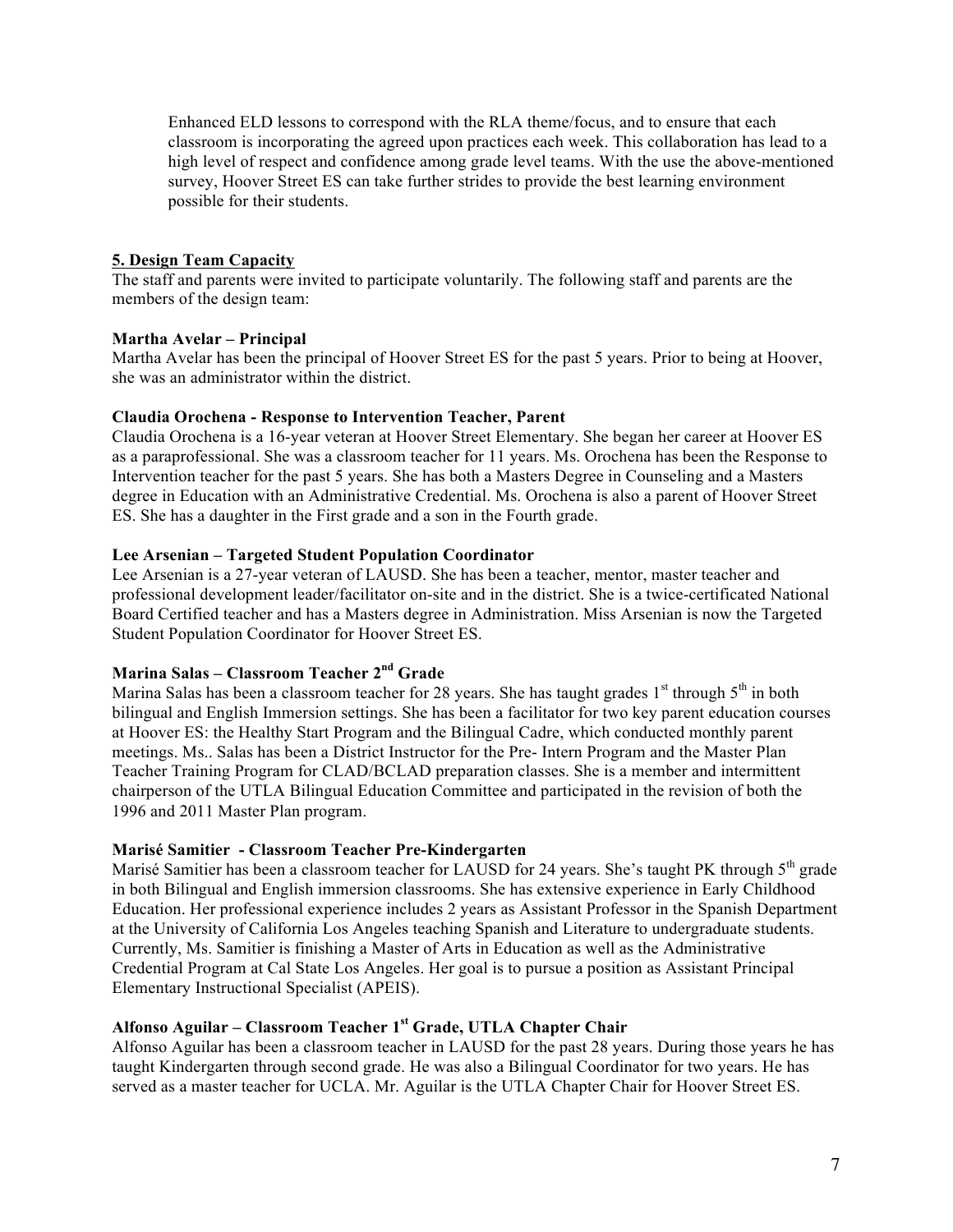Enhanced ELD lessons to correspond with the RLA theme/focus, and to ensure that each classroom is incorporating the agreed upon practices each week. This collaboration has lead to a high level of respect and confidence among grade level teams. With the use the above-mentioned survey, Hoover Street ES can take further strides to provide the best learning environment possible for their students.

**5. Design Team Capacity**

The staff and parents were invited to participate voluntarily. The following staff and parents are the members of the design team:

**Martha Avelar – Principal**

Martha Avelar has been the principal of Hoover Street ES for the past 5 years. Prior to being at Hoover, she was an administrator within the district.

**Claudia Orochena - Response to Intervention Teacher, Parent**

Claudia Orochena is a 16-year veteran at Hoover Street Elementary. She began her career at Hoover ES as a paraprofessional. She was a classroom teacher for 11 years. Ms. Orochena has been the Response to Intervention teacher for the past 5 years. She has both a Masters Degree in Counseling and a Masters degree in Education with an Administrative Credential. Ms. Orochena is also a parent of Hoover Street ES. She has a daughter in the First grade and a son in the Fourth grade.

**Lee Arsenian – Targeted Student Population Coordinator**

Lee Arsenian is a 27-year veteran of LAUSD. She has been a teacher, mentor, master teacher and professional development leader/facilitator on-site and in the district. She is a twice-certificated National Board Certified teacher and has a Masters degree in Administration. Miss Arsenian is now the Targeted Student Population Coordinator for Hoover Street ES.

**Marina Salas – Classroom Teacher 2nd Grade**

Marina Salas has been a classroom teacher for 28 years. She has taught grades 1st through 5th in both bilingual and English Immersion settings. She has been a facilitator for two key parent education courses at Hoover ES: the Healthy Start Program and the Bilingual Cadre, which conducted monthly parent meetings. Ms.. Salas has been a District Instructor for the Pre- Intern Program and the Master Plan Teacher Training Program for CLAD/BCLAD preparation classes. She is a member and intermittent chairperson of the UTLA Bilingual Education Committee and participated in the revision of both the 1996 and 2011 Master Plan program.

**Marisé Samitier - Classroom Teacher Pre-Kindergarten**

Marisé Samitier has been a classroom teacher for LAUSD for 24 years. She's taught PK through 5th grade in both Bilingual and English immersion classrooms. She has extensive experience in Early Childhood Education. Her professional experience includes 2 years as Assistant Professor in the Spanish Department at the University of California Los Angeles teaching Spanish and Literature to undergraduate students. Currently, Ms. Samitier is finishing a Master of Arts in Education as well as the Administrative Credential Program at Cal State Los Angeles. Her goal is to pursue a position as Assistant Principal Elementary Instructional Specialist (APEIS).

**Alfonso Aguilar – Classroom Teacher 1st Grade, UTLA Chapter Chair**

Alfonso Aguilar has been a classroom teacher in LAUSD for the past 28 years. During those years he has taught Kindergarten through second grade. He was also a Bilingual Coordinator for two years. He has served as a master teacher for UCLA. Mr. Aguilar is the UTLA Chapter Chair for Hoover Street ES.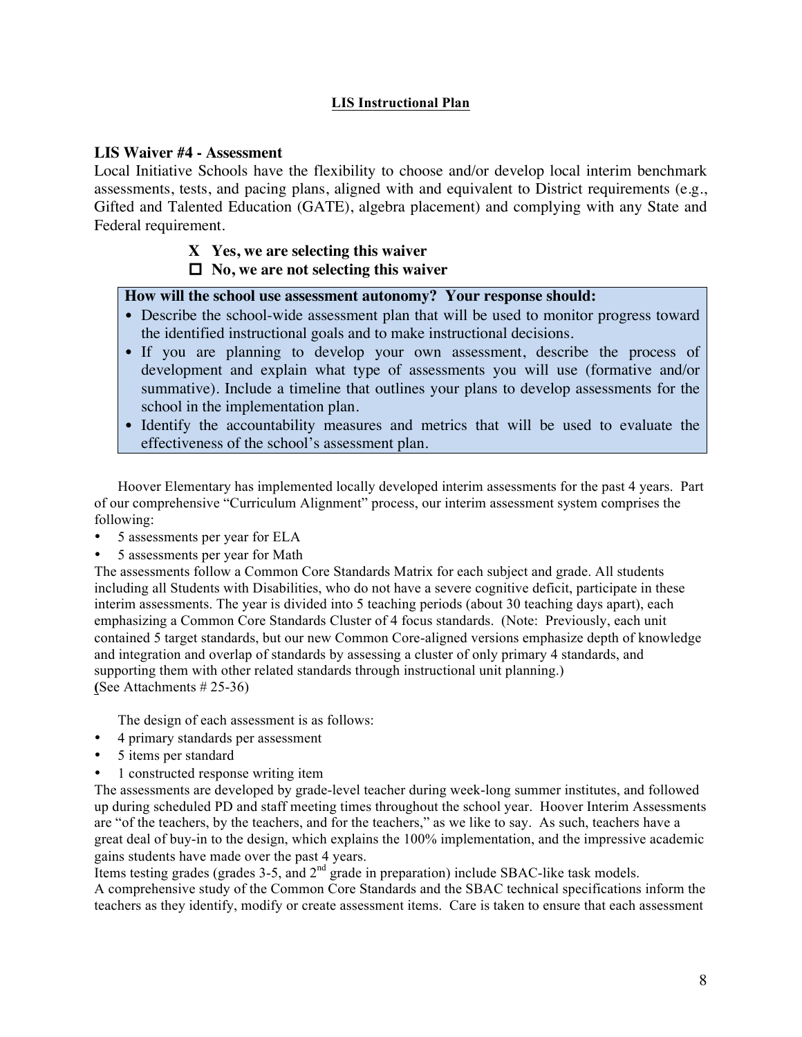**LIS Instructional Plan**

## LIS Waiver #4 - Assessment

Local Initiative Schools have the flexibility to choose and/or develop local interim benchmark assessments, tests, and pacing plans, aligned with and equivalent to District requirements (e.g., Gifted and Talented Education (GATE), algebra placement) and complying with any State and Federal requirement.

**X Yes, we are selecting this waiver**

**☐ No, we are not selecting this waiver**

**How will the school use assessment autonomy? Your response should:**

- Describe the school-wide assessment plan that will be used to monitor progress toward the identified instructional goals and to make instructional decisions.
- If you are planning to develop your own assessment, describe the process of development and explain what type of assessments you will use (formative and/or summative). Include a timeline that outlines your plans to develop assessments for the school in the implementation plan.
- Identify the accountability measures and metrics that will be used to evaluate the effectiveness of the school's assessment plan.

Hoover Elementary has implemented locally developed interim assessments for the past 4 years. Part of our comprehensive "Curriculum Alignment" process, our interim assessment system comprises the following:

- 5 assessments per year for ELA
- 5 assessments per year for Math

The assessments follow a Common Core Standards Matrix for each subject and grade. All students including all Students with Disabilities, who do not have a severe cognitive deficit, participate in these interim assessments. The year is divided into 5 teaching periods (about 30 teaching days apart), each emphasizing a Common Core Standards Cluster of 4 focus standards. (Note: Previously, each unit contained 5 target standards, but our new Common Core-aligned versions emphasize depth of knowledge and integration and overlap of standards by assessing a cluster of only primary 4 standards, and supporting them with other related standards through instructional unit planning.)
(See Attachments # 25-36)

The design of each assessment is as follows:

- 4 primary standards per assessment
- 5 items per standard
- 1 constructed response writing item

The assessments are developed by grade-level teacher during week-long summer institutes, and followed up during scheduled PD and staff meeting times throughout the school year. Hoover Interim Assessments are "of the teachers, by the teachers, and for the teachers," as we like to say. As such, teachers have a great deal of buy-in to the design, which explains the 100% implementation, and the impressive academic gains students have made over the past 4 years.
Items testing grades (grades 3-5, and 2nd grade in preparation) include SBAC-like task models.
A comprehensive study of the Common Core Standards and the SBAC technical specifications inform the teachers as they identify, modify or create assessment items. Care is taken to ensure that each assessment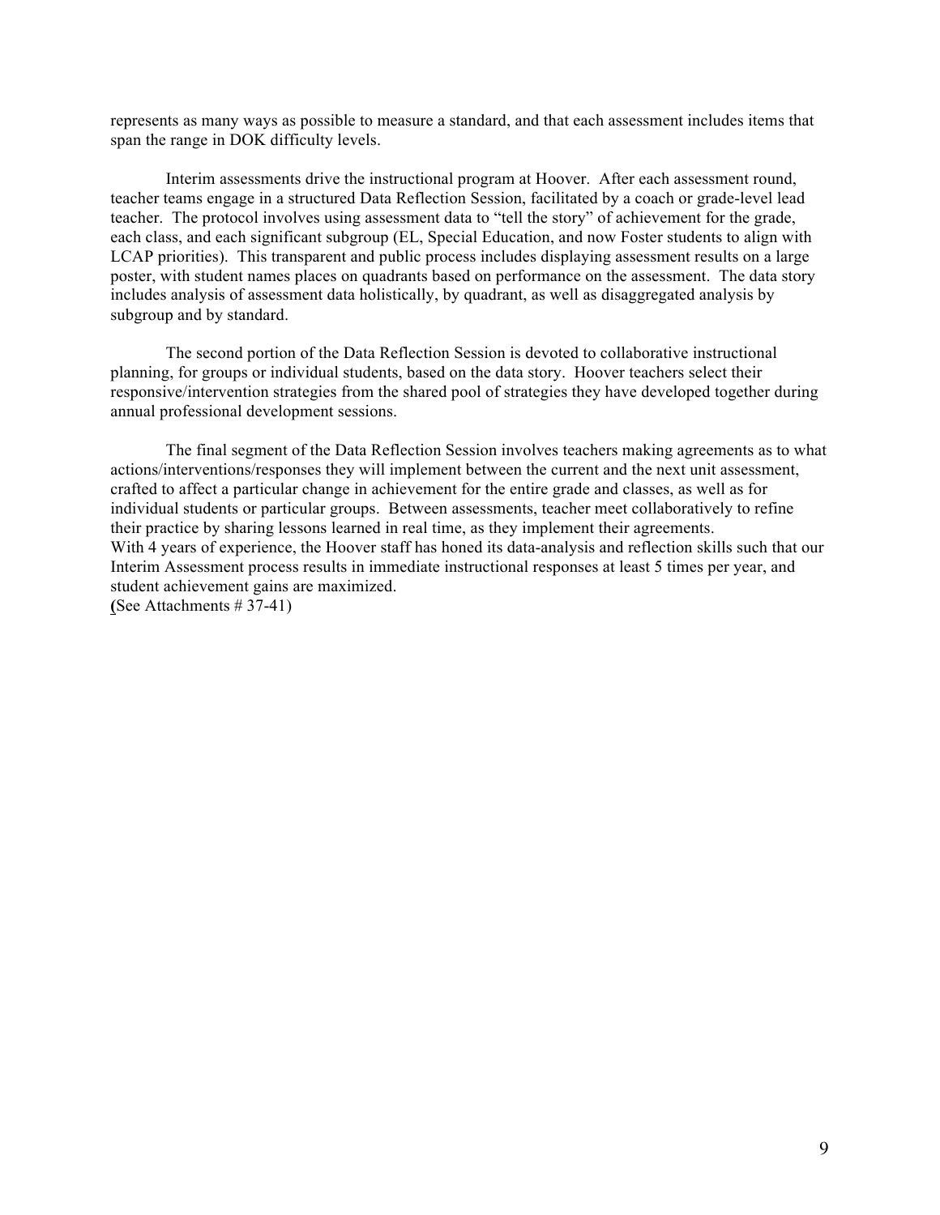represents as many ways as possible to measure a standard, and that each assessment includes items that span the range in DOK difficulty levels.

Interim assessments drive the instructional program at Hoover. After each assessment round, teacher teams engage in a structured Data Reflection Session, facilitated by a coach or grade-level lead teacher. The protocol involves using assessment data to "tell the story" of achievement for the grade, each class, and each significant subgroup (EL, Special Education, and now Foster students to align with LCAP priorities). This transparent and public process includes displaying assessment results on a large poster, with student names places on quadrants based on performance on the assessment. The data story includes analysis of assessment data holistically, by quadrant, as well as disaggregated analysis by subgroup and by standard.

The second portion of the Data Reflection Session is devoted to collaborative instructional planning, for groups or individual students, based on the data story. Hoover teachers select their responsive/intervention strategies from the shared pool of strategies they have developed together during annual professional development sessions.

The final segment of the Data Reflection Session involves teachers making agreements as to what actions/interventions/responses they will implement between the current and the next unit assessment, crafted to affect a particular change in achievement for the entire grade and classes, as well as for individual students or particular groups. Between assessments, teacher meet collaboratively to refine their practice by sharing lessons learned in real time, as they implement their agreements.
With 4 years of experience, the Hoover staff has honed its data-analysis and reflection skills such that our Interim Assessment process results in immediate instructional responses at least 5 times per year, and student achievement gains are maximized.
**(**See Attachments # 37-41)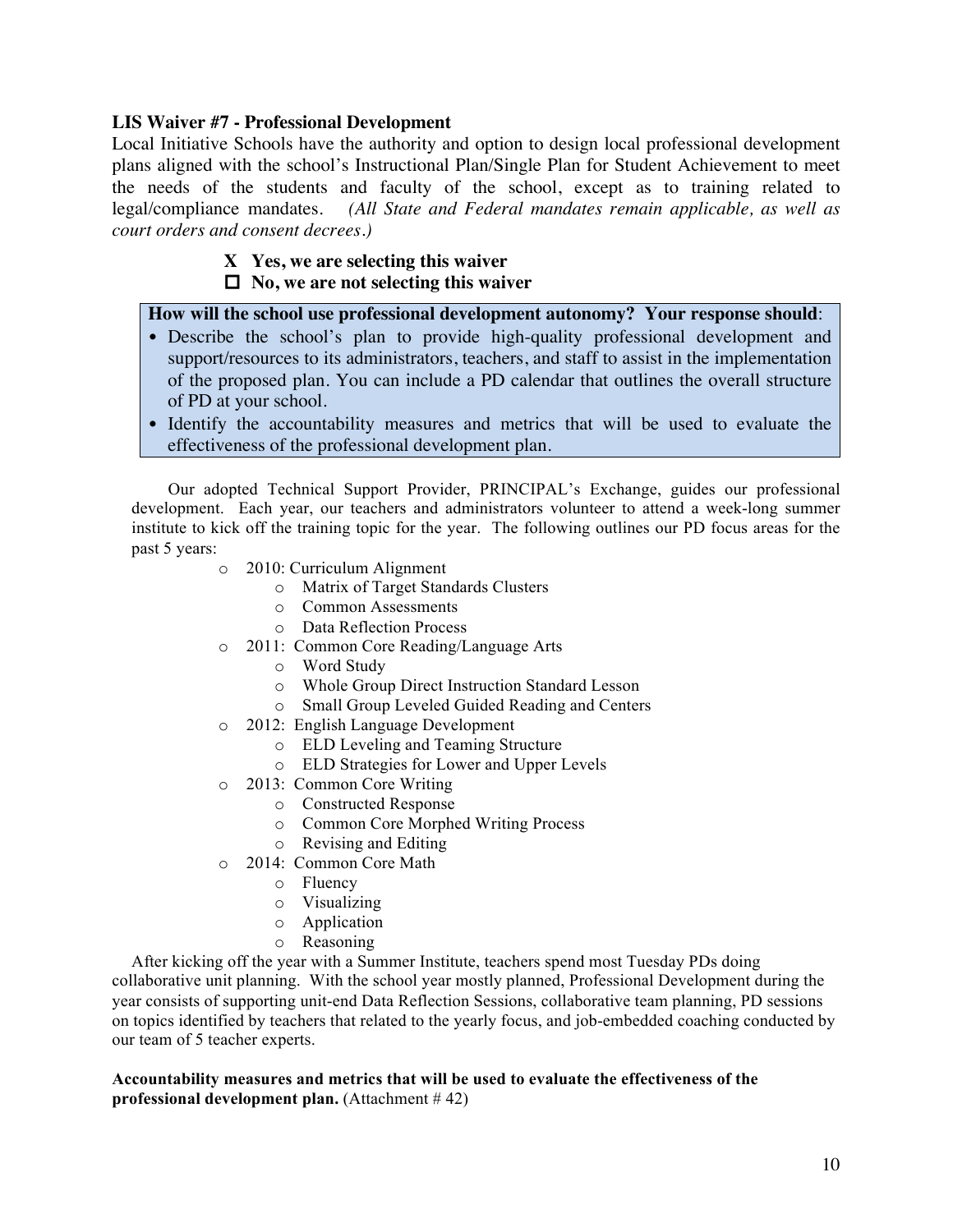**LIS Waiver #7 - Professional Development**

Local Initiative Schools have the authority and option to design local professional development plans aligned with the school's Instructional Plan/Single Plan for Student Achievement to meet the needs of the students and faculty of the school, except as to training related to legal/compliance mandates. *(All State and Federal mandates remain applicable, as well as court orders and consent decrees.)*

**X Yes, we are selecting this waiver**
**☐ No, we are not selecting this waiver**

**How will the school use professional development autonomy? Your response should**:

- Describe the school's plan to provide high-quality professional development and support/resources to its administrators, teachers, and staff to assist in the implementation of the proposed plan. You can include a PD calendar that outlines the overall structure of PD at your school.
- Identify the accountability measures and metrics that will be used to evaluate the effectiveness of the professional development plan.

Our adopted Technical Support Provider, PRINCIPAL's Exchange, guides our professional development. Each year, our teachers and administrators volunteer to attend a week-long summer institute to kick off the training topic for the year. The following outlines our PD focus areas for the past 5 years:

- 2010: Curriculum Alignment
  - Matrix of Target Standards Clusters
  - Common Assessments
  - Data Reflection Process
- 2011: Common Core Reading/Language Arts
  - Word Study
  - Whole Group Direct Instruction Standard Lesson
  - Small Group Leveled Guided Reading and Centers
- 2012: English Language Development
  - ELD Leveling and Teaming Structure
  - ELD Strategies for Lower and Upper Levels
- 2013: Common Core Writing
  - Constructed Response
  - Common Core Morphed Writing Process
  - Revising and Editing
- 2014: Common Core Math
  - Fluency
  - Visualizing
  - Application
  - Reasoning

After kicking off the year with a Summer Institute, teachers spend most Tuesday PDs doing collaborative unit planning. With the school year mostly planned, Professional Development during the year consists of supporting unit-end Data Reflection Sessions, collaborative team planning, PD sessions on topics identified by teachers that related to the yearly focus, and job-embedded coaching conducted by our team of 5 teacher experts.

**Accountability measures and metrics that will be used to evaluate the effectiveness of the professional development plan.** (Attachment # 42)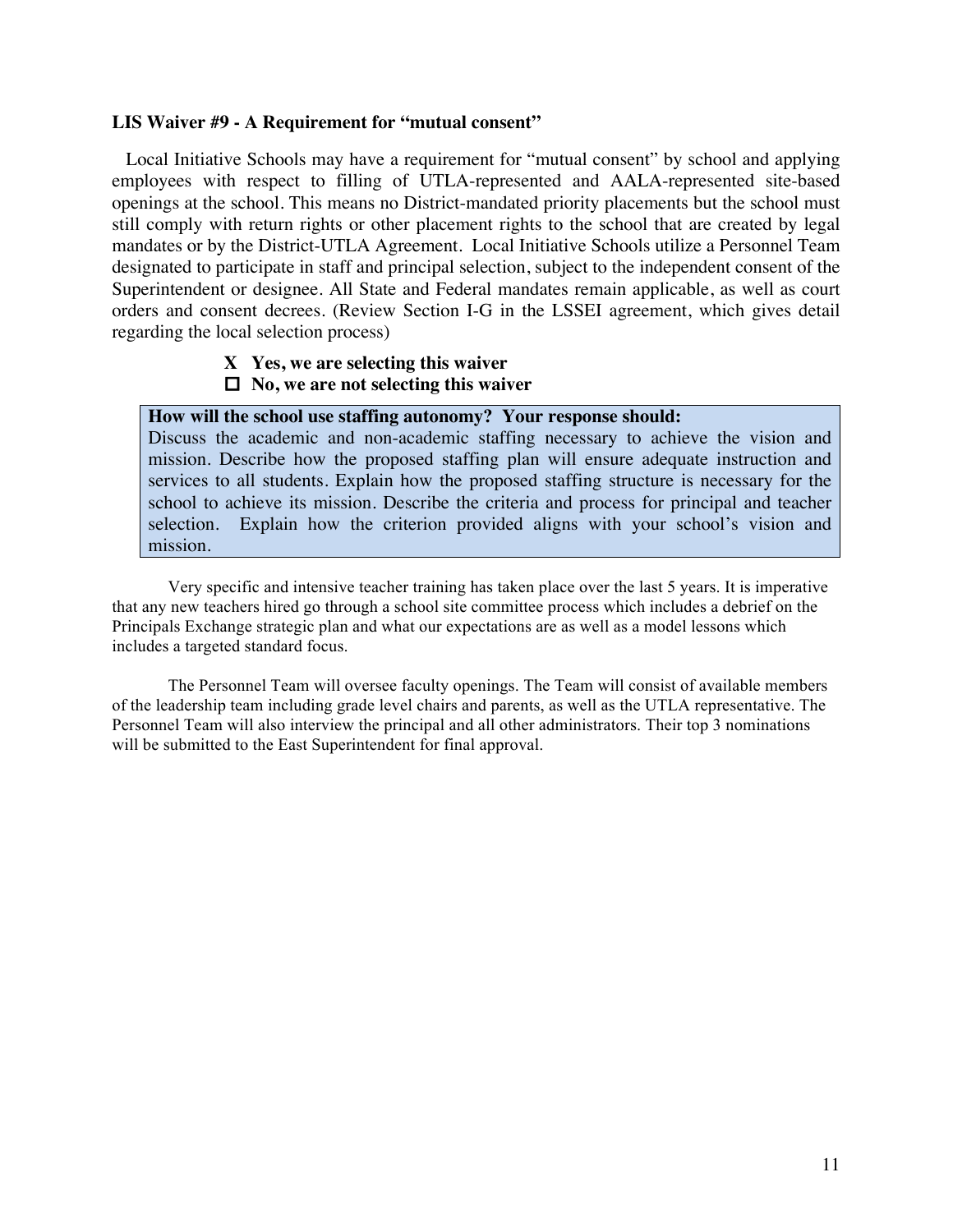### LIS Waiver #9 - A Requirement for "mutual consent"

Local Initiative Schools may have a requirement for "mutual consent" by school and applying employees with respect to filling of UTLA-represented and AALA-represented site-based openings at the school. This means no District-mandated priority placements but the school must still comply with return rights or other placement rights to the school that are created by legal mandates or by the District-UTLA Agreement. Local Initiative Schools utilize a Personnel Team designated to participate in staff and principal selection, subject to the independent consent of the Superintendent or designee. All State and Federal mandates remain applicable, as well as court orders and consent decrees. (Review Section I-G in the LSSEI agreement, which gives detail regarding the local selection process)

**X Yes, we are selecting this waiver**
**☐ No, we are not selecting this waiver**

**How will the school use staffing autonomy? Your response should:**
Discuss the academic and non-academic staffing necessary to achieve the vision and mission. Describe how the proposed staffing plan will ensure adequate instruction and services to all students. Explain how the proposed staffing structure is necessary for the school to achieve its mission. Describe the criteria and process for principal and teacher selection. Explain how the criterion provided aligns with your school's vision and mission.

Very specific and intensive teacher training has taken place over the last 5 years. It is imperative that any new teachers hired go through a school site committee process which includes a debrief on the Principals Exchange strategic plan and what our expectations are as well as a model lessons which includes a targeted standard focus.

The Personnel Team will oversee faculty openings. The Team will consist of available members of the leadership team including grade level chairs and parents, as well as the UTLA representative. The Personnel Team will also interview the principal and all other administrators. Their top 3 nominations will be submitted to the East Superintendent for final approval.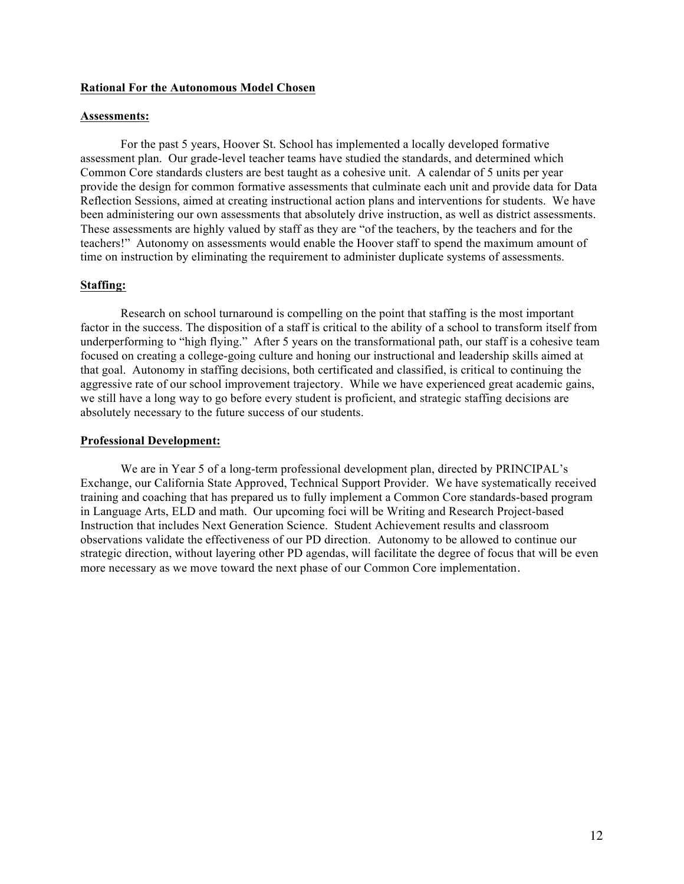**Rational For the Autonomous Model Chosen**

**Assessments:**

For the past 5 years, Hoover St. School has implemented a locally developed formative assessment plan. Our grade-level teacher teams have studied the standards, and determined which Common Core standards clusters are best taught as a cohesive unit. A calendar of 5 units per year provide the design for common formative assessments that culminate each unit and provide data for Data Reflection Sessions, aimed at creating instructional action plans and interventions for students. We have been administering our own assessments that absolutely drive instruction, as well as district assessments. These assessments are highly valued by staff as they are "of the teachers, by the teachers and for the teachers!" Autonomy on assessments would enable the Hoover staff to spend the maximum amount of time on instruction by eliminating the requirement to administer duplicate systems of assessments.

**Staffing:**

Research on school turnaround is compelling on the point that staffing is the most important factor in the success. The disposition of a staff is critical to the ability of a school to transform itself from underperforming to "high flying." After 5 years on the transformational path, our staff is a cohesive team focused on creating a college-going culture and honing our instructional and leadership skills aimed at that goal. Autonomy in staffing decisions, both certificated and classified, is critical to continuing the aggressive rate of our school improvement trajectory. While we have experienced great academic gains, we still have a long way to go before every student is proficient, and strategic staffing decisions are absolutely necessary to the future success of our students.

**Professional Development:**

We are in Year 5 of a long-term professional development plan, directed by PRINCIPAL's Exchange, our California State Approved, Technical Support Provider. We have systematically received training and coaching that has prepared us to fully implement a Common Core standards-based program in Language Arts, ELD and math. Our upcoming foci will be Writing and Research Project-based Instruction that includes Next Generation Science. Student Achievement results and classroom observations validate the effectiveness of our PD direction. Autonomy to be allowed to continue our strategic direction, without layering other PD agendas, will facilitate the degree of focus that will be even more necessary as we move toward the next phase of our Common Core implementation.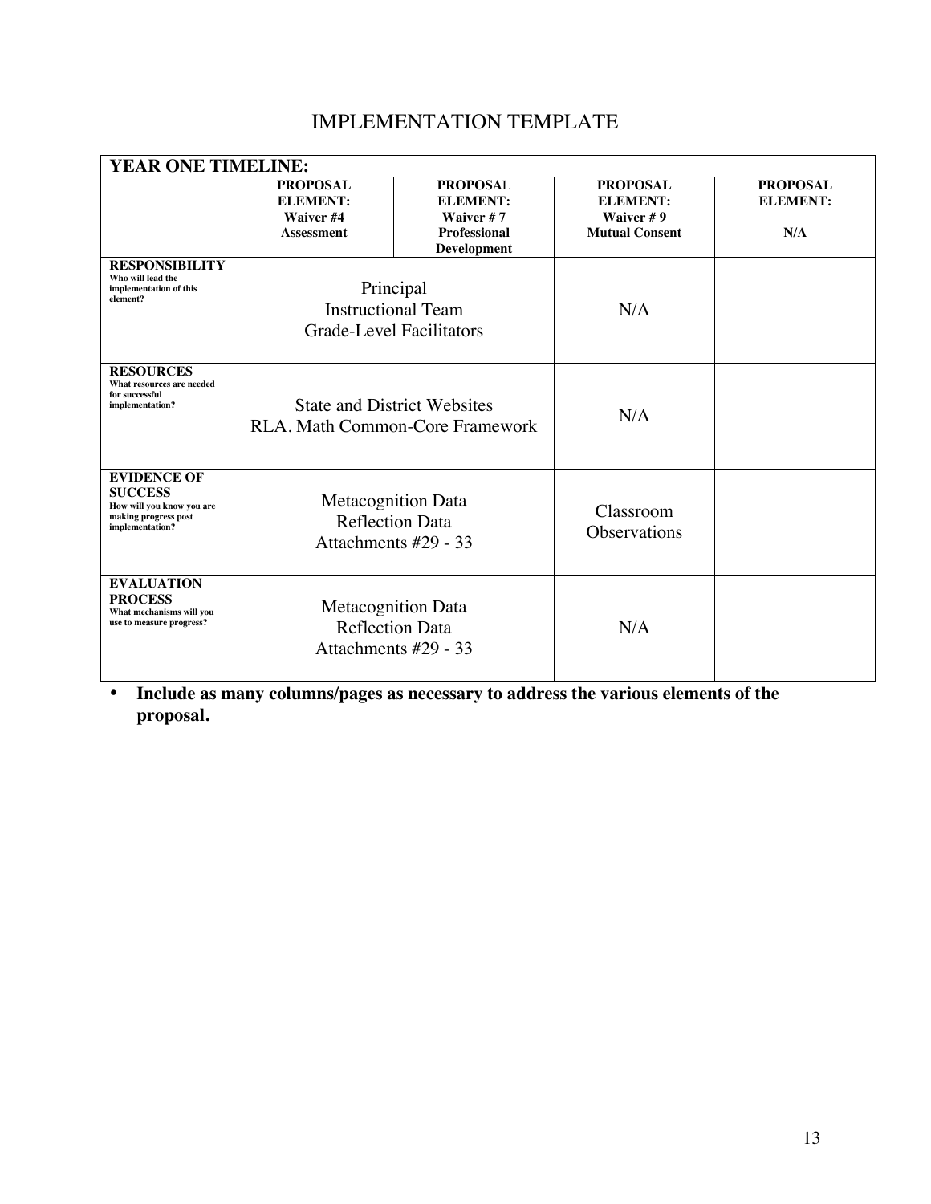# IMPLEMENTATION TEMPLATE

| YEAR ONE TIMELINE: | | | | |
|---|---|---|---|---|
| | **PROPOSAL ELEMENT:** Waiver #4 Assessment | **PROPOSAL ELEMENT:** Waiver # 7 Professional Development | **PROPOSAL ELEMENT:** Waiver # 9 Mutual Consent | **PROPOSAL ELEMENT:** N/A |
| **RESPONSIBILITY** Who will lead the implementation of this element? | Principal<br>Instructional Team<br>Grade-Level Facilitators | | N/A | |
| **RESOURCES** What resources are needed for successful implementation? | State and District Websites<br>RLA. Math Common-Core Framework | | N/A | |
| **EVIDENCE OF SUCCESS** How will you know you are making progress post implementation? | Metacognition Data<br>Reflection Data<br>Attachments #29 - 33 | | Classroom Observations | |
| **EVALUATION PROCESS** What mechanisms will you use to measure progress? | Metacognition Data<br>Reflection Data<br>Attachments #29 - 33 | | N/A | |

- **Include as many columns/pages as necessary to address the various elements of the proposal.**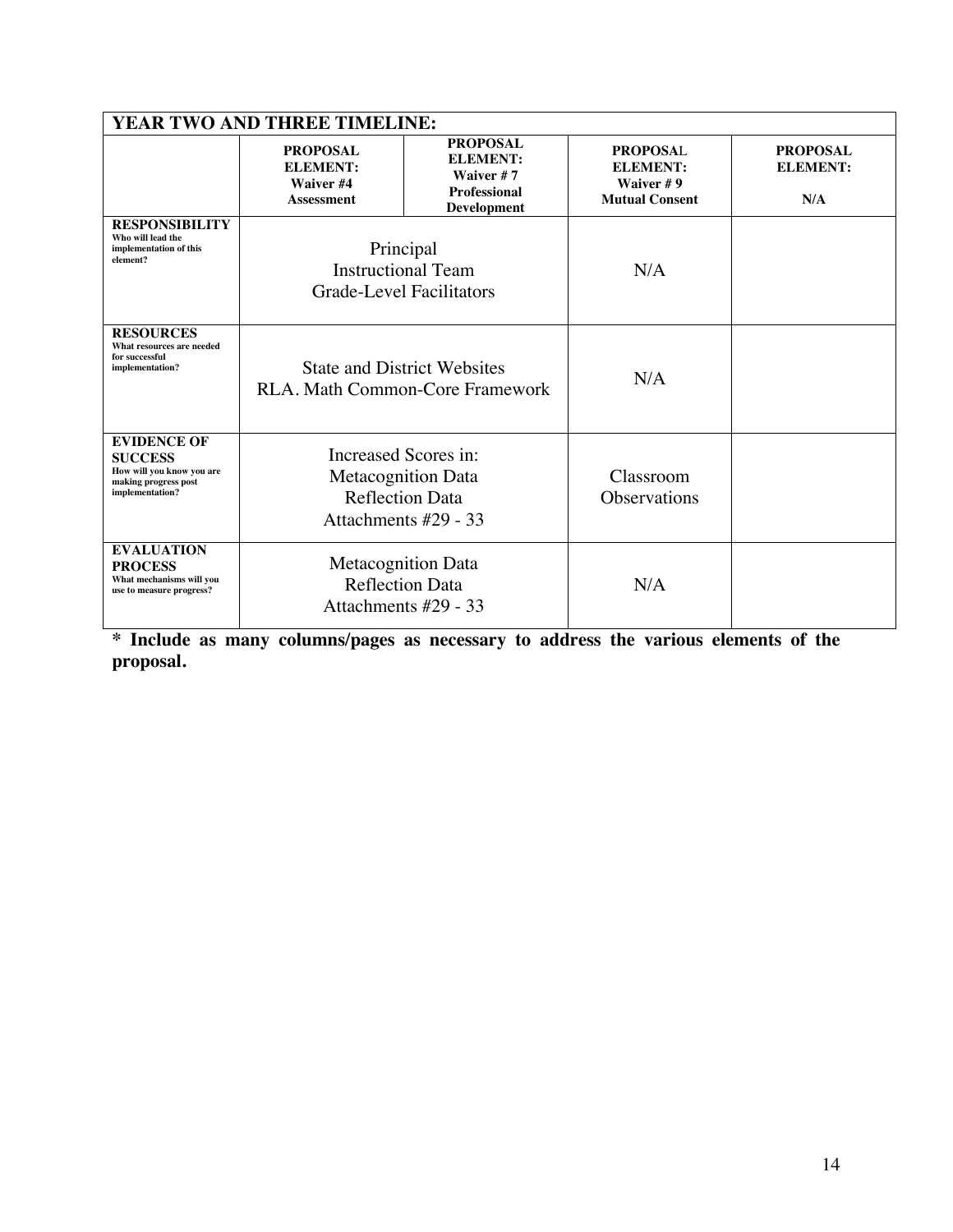| YEAR TWO AND THREE TIMELINE: | | | | |
|---|---|---|---|---|
| | **PROPOSAL ELEMENT: Waiver #4 Assessment** | **PROPOSAL ELEMENT: Waiver # 7 Professional Development** | **PROPOSAL ELEMENT: Waiver # 9 Mutual Consent** | **PROPOSAL ELEMENT: N/A** |
| **RESPONSIBILITY** Who will lead the implementation of this element? | Principal Instructional Team Grade-Level Facilitators | | N/A | |
| **RESOURCES** What resources are needed for successful implementation? | State and District Websites RLA. Math Common-Core Framework | | N/A | |
| **EVIDENCE OF SUCCESS** How will you know you are making progress post implementation? | Increased Scores in: Metacognition Data Reflection Data Attachments #29 - 33 | | Classroom Observations | |
| **EVALUATION PROCESS** What mechanisms will you use to measure progress? | Metacognition Data Reflection Data Attachments #29 - 33 | | N/A | |

**\* Include as many columns/pages as necessary to address the various elements of the proposal.**